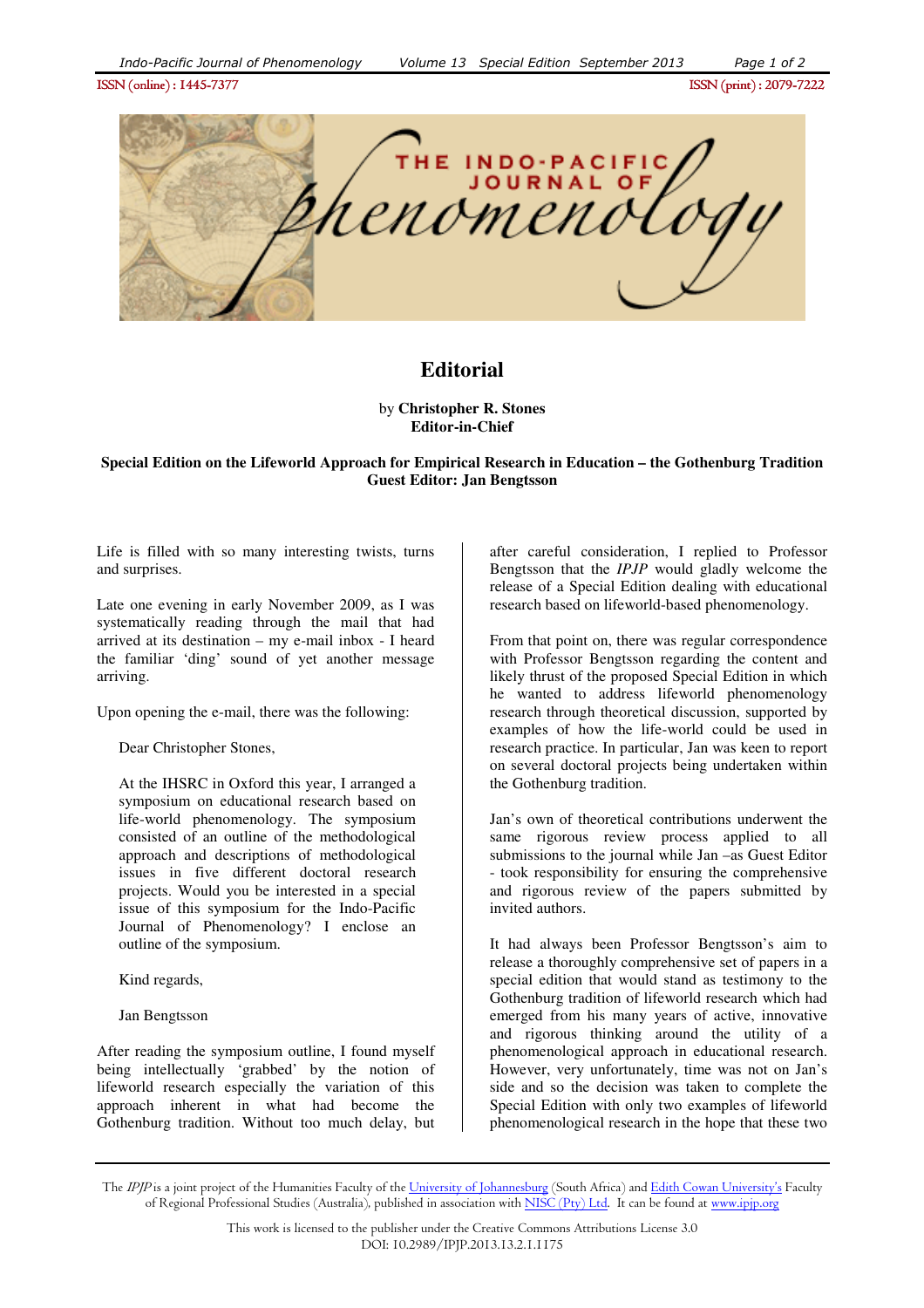ISSN (online) : 1445-7377 ISSN (print) : 2079-7222

# Editorial

by **Christopher R. Stones**
**Editor-in-Chief**

**Special Edition on the Lifeworld Approach for Empirical Research in Education – the Gothenburg Tradition**
**Guest Editor: Jan Bengtsson**

Life is filled with so many interesting twists, turns and surprises.

Late one evening in early November 2009, as I was systematically reading through the mail that had arrived at its destination – my e-mail inbox - I heard the familiar 'ding' sound of yet another message arriving.

Upon opening the e-mail, there was the following:

> Dear Christopher Stones,
>
> At the IHSRC in Oxford this year, I arranged a symposium on educational research based on life-world phenomenology. The symposium consisted of an outline of the methodological approach and descriptions of methodological issues in five different doctoral research projects. Would you be interested in a special issue of this symposium for the Indo-Pacific Journal of Phenomenology? I enclose an outline of the symposium.
>
> Kind regards,
>
> Jan Bengtsson

After reading the symposium outline, I found myself being intellectually 'grabbed' by the notion of lifeworld research especially the variation of this approach inherent in what had become the Gothenburg tradition. Without too much delay, but after careful consideration, I replied to Professor Bengtsson that the *IPJP* would gladly welcome the release of a Special Edition dealing with educational research based on lifeworld-based phenomenology.

From that point on, there was regular correspondence with Professor Bengtsson regarding the content and likely thrust of the proposed Special Edition in which he wanted to address lifeworld phenomenology research through theoretical discussion, supported by examples of how the life-world could be used in research practice. In particular, Jan was keen to report on several doctoral projects being undertaken within the Gothenburg tradition.

Jan's own of theoretical contributions underwent the same rigorous review process applied to all submissions to the journal while Jan –as Guest Editor - took responsibility for ensuring the comprehensive and rigorous review of the papers submitted by invited authors.

It had always been Professor Bengtsson's aim to release a thoroughly comprehensive set of papers in a special edition that would stand as testimony to the Gothenburg tradition of lifeworld research which had emerged from his many years of active, innovative and rigorous thinking around the utility of a phenomenological approach in educational research. However, very unfortunately, time was not on Jan's side and so the decision was taken to complete the Special Edition with only two examples of lifeworld phenomenological research in the hope that these two

The *IPJP* is a joint project of the Humanities Faculty of the University of Johannesburg (South Africa) and Edith Cowan University's Faculty of Regional Professional Studies (Australia), published in association with NISC (Pty) Ltd. It can be found at www.ipjp.org.

This work is licensed to the publisher under the Creative Commons Attributions License 3.0
DOI: 10.2989/IPJP.2013.13.2.1.1175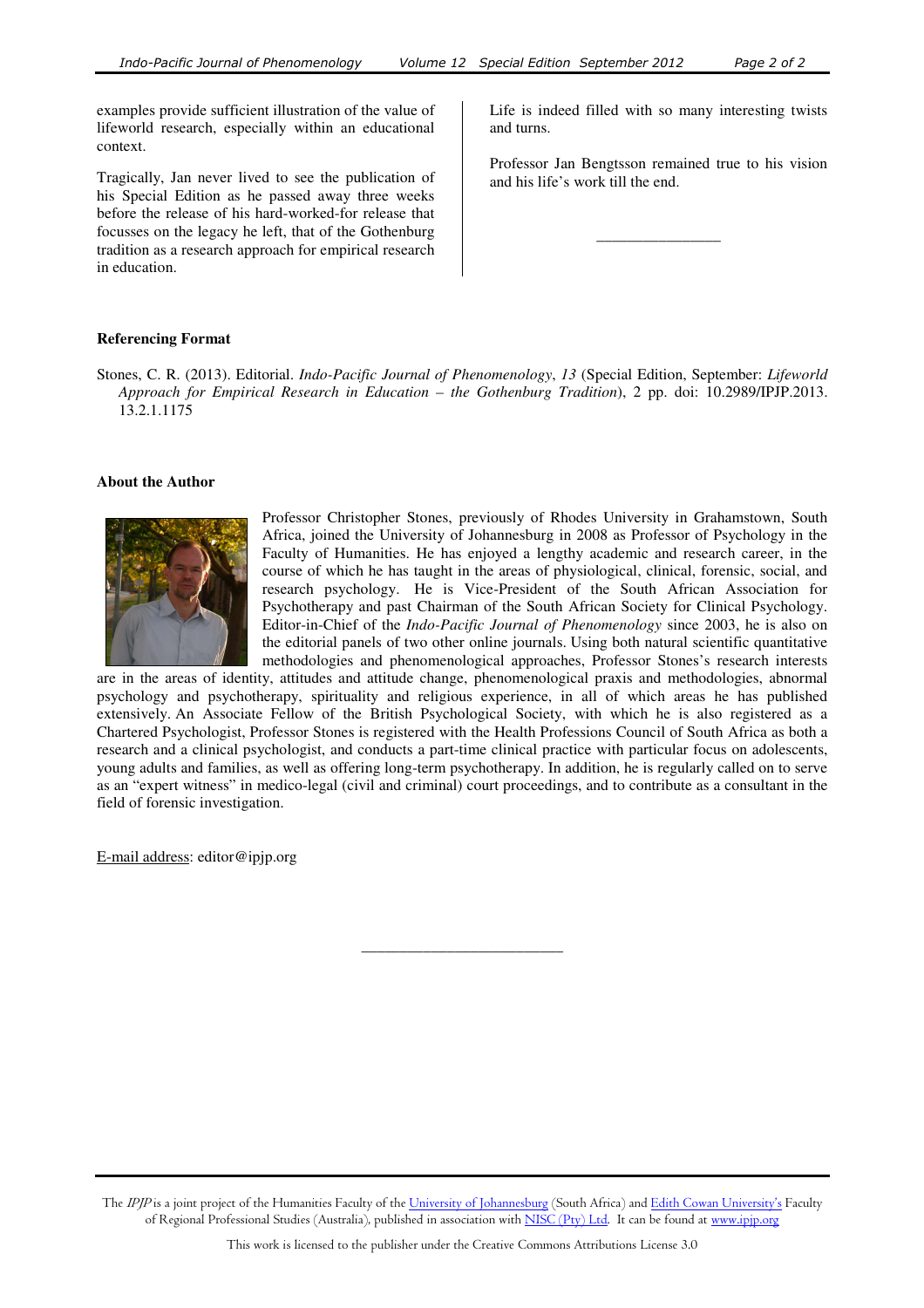examples provide sufficient illustration of the value of lifeworld research, especially within an educational context.

Tragically, Jan never lived to see the publication of his Special Edition as he passed away three weeks before the release of his hard-worked-for release that focusses on the legacy he left, that of the Gothenburg tradition as a research approach for empirical research in education.

Life is indeed filled with so many interesting twists and turns.

Professor Jan Bengtsson remained true to his vision and his life's work till the end.

______________

**Referencing Format**

Stones, C. R. (2013). Editorial. *Indo-Pacific Journal of Phenomenology*, *13* (Special Edition, September: *Lifeworld Approach for Empirical Research in Education – the Gothenburg Tradition*), 2 pp. doi: 10.2989/IPJP.2013.13.2.1.1175

**About the Author**

Professor Christopher Stones, previously of Rhodes University in Grahamstown, South Africa, joined the University of Johannesburg in 2008 as Professor of Psychology in the Faculty of Humanities. He has enjoyed a lengthy academic and research career, in the course of which he has taught in the areas of physiological, clinical, forensic, social, and research psychology. He is Vice-President of the South African Association for Psychotherapy and past Chairman of the South African Society for Clinical Psychology. Editor-in-Chief of the *Indo-Pacific Journal of Phenomenology* since 2003, he is also on the editorial panels of two other online journals. Using both natural scientific quantitative methodologies and phenomenological approaches, Professor Stones's research interests are in the areas of identity, attitudes and attitude change, phenomenological praxis and methodologies, abnormal psychology and psychotherapy, spirituality and religious experience, in all of which areas he has published extensively. An Associate Fellow of the British Psychological Society, with which he is also registered as a Chartered Psychologist, Professor Stones is registered with the Health Professions Council of South Africa as both a research and a clinical psychologist, and conducts a part-time clinical practice with particular focus on adolescents, young adults and families, as well as offering long-term psychotherapy. In addition, he is regularly called on to serve as an "expert witness" in medico-legal (civil and criminal) court proceedings, and to contribute as a consultant in the field of forensic investigation.

E-mail address: editor@ipjp.org

______________

The *IPJP* is a joint project of the Humanities Faculty of the University of Johannesburg (South Africa) and Edith Cowan University's Faculty of Regional Professional Studies (Australia), published in association with NISC (Pty) Ltd. It can be found at www.ipjp.org

This work is licensed to the publisher under the Creative Commons Attributions License 3.0